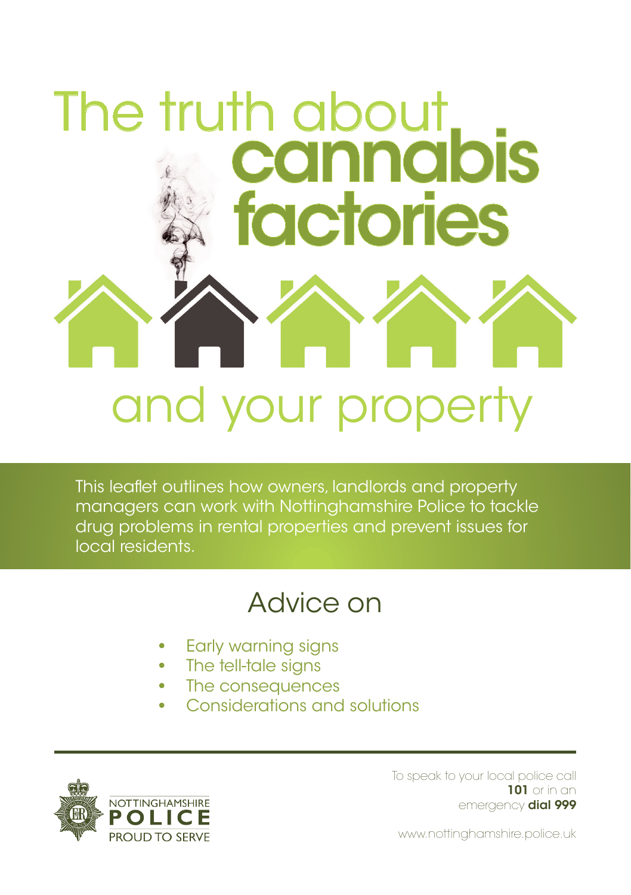# The truth about cannabis factories and your property

This leaflet outlines how owners, landlords and property managers can work with Nottinghamshire Police to tackle drug problems in rental properties and prevent issues for local residents.

## Advice on

- Early warning signs
- The tell-tale signs
- The consequences
- Considerations and solutions

NOTTINGHAMSHIRE **POLICE** PROUD TO SERVE

To speak to your local police call **101** or in an emergency **dial 999**

www.nottinghamshire.police.uk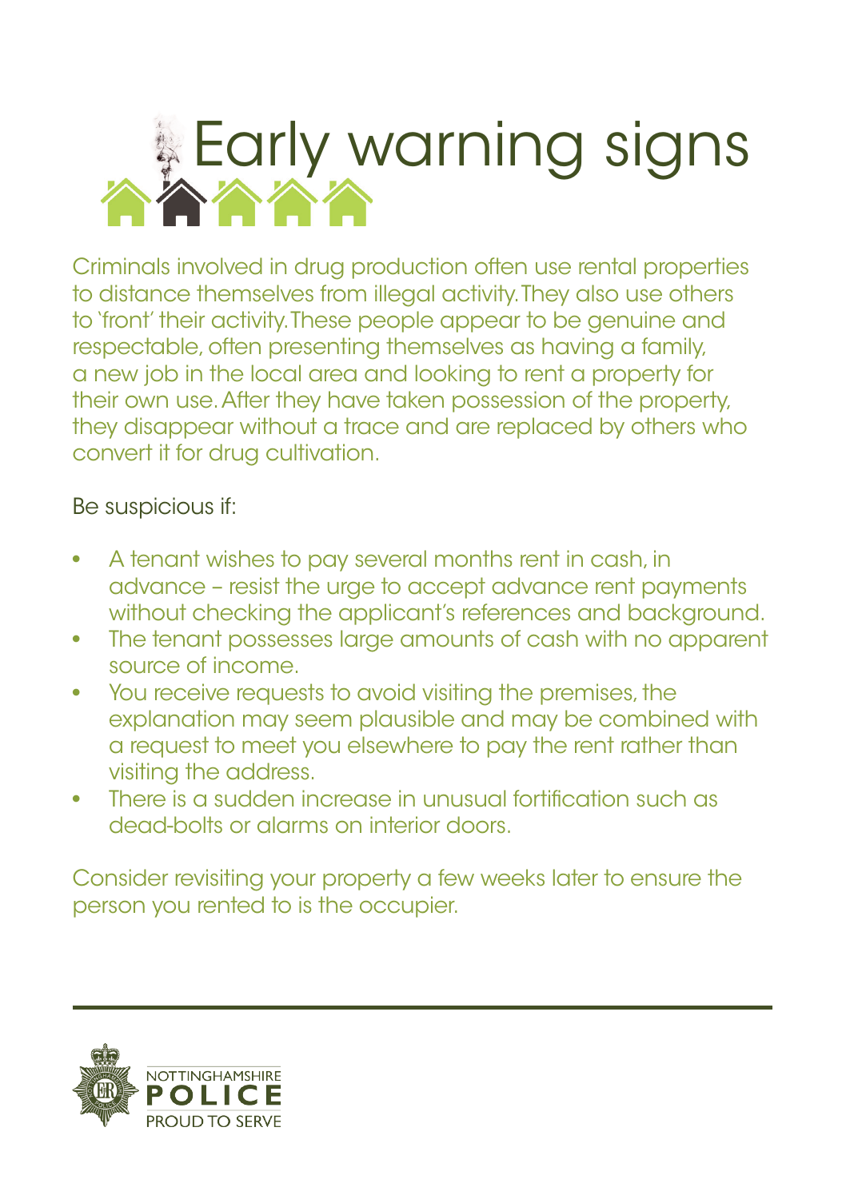# Early warning signs

Criminals involved in drug production often use rental properties to distance themselves from illegal activity. They also use others to 'front' their activity. These people appear to be genuine and respectable, often presenting themselves as having a family, a new job in the local area and looking to rent a property for their own use. After they have taken possession of the property, they disappear without a trace and are replaced by others who convert it for drug cultivation.

Be suspicious if:

- A tenant wishes to pay several months rent in cash, in advance – resist the urge to accept advance rent payments without checking the applicant's references and background.
- The tenant possesses large amounts of cash with no apparent source of income.
- You receive requests to avoid visiting the premises, the explanation may seem plausible and may be combined with a request to meet you elsewhere to pay the rent rather than visiting the address.
- There is a sudden increase in unusual fortification such as dead-bolts or alarms on interior doors.

Consider revisiting your property a few weeks later to ensure the person you rented to is the occupier.

NOTTINGHAMSHIRE
POLICE
PROUD TO SERVE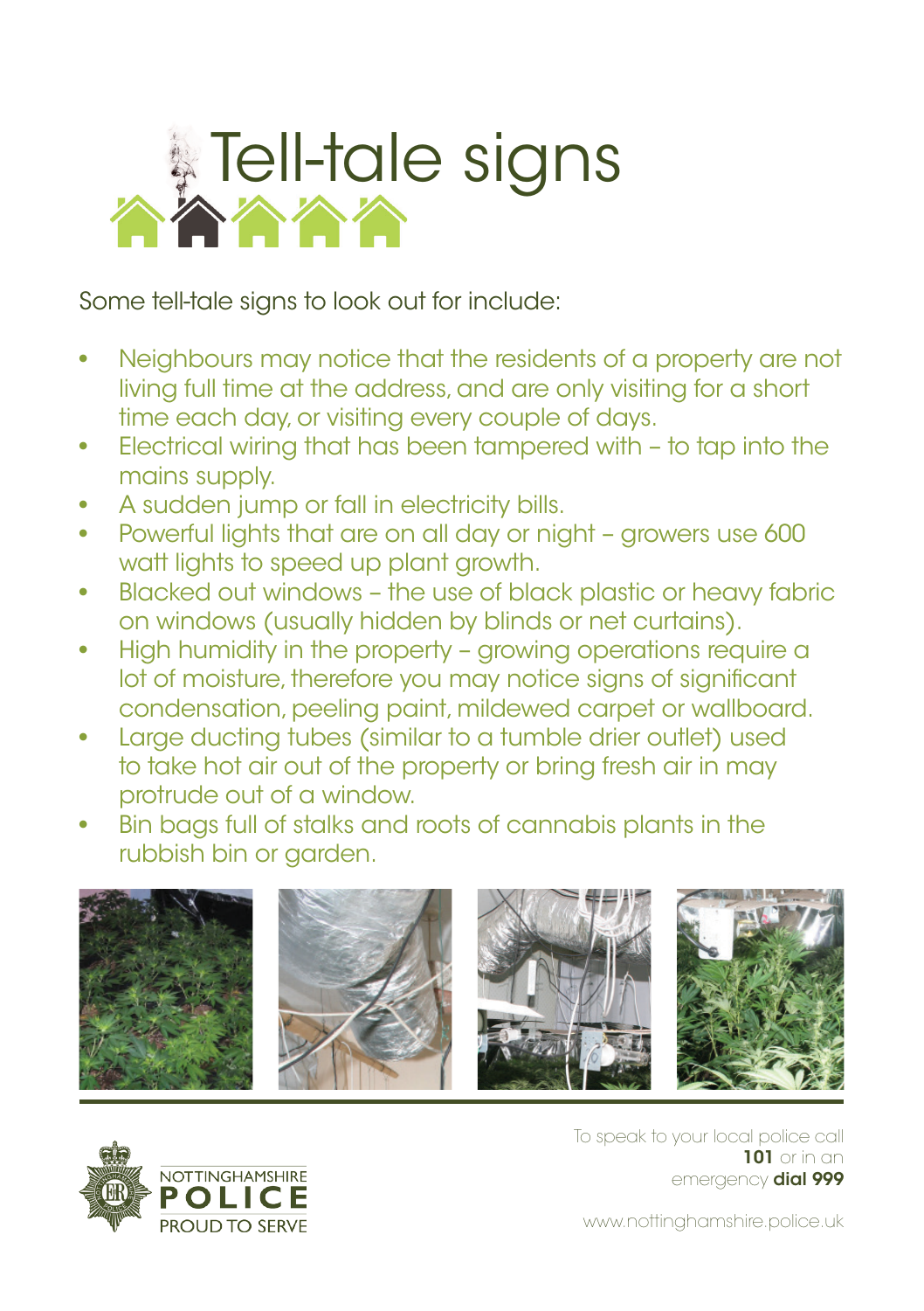# Tell-tale signs

Some tell-tale signs to look out for include:

- Neighbours may notice that the residents of a property are not living full time at the address, and are only visiting for a short time each day, or visiting every couple of days.
- Electrical wiring that has been tampered with – to tap into the mains supply.
- A sudden jump or fall in electricity bills.
- Powerful lights that are on all day or night – growers use 600 watt lights to speed up plant growth.
- Blacked out windows – the use of black plastic or heavy fabric on windows (usually hidden by blinds or net curtains).
- High humidity in the property – growing operations require a lot of moisture, therefore you may notice signs of significant condensation, peeling paint, mildewed carpet or wallboard.
- Large ducting tubes (similar to a tumble drier outlet) used to take hot air out of the property or bring fresh air in may protrude out of a window.
- Bin bags full of stalks and roots of cannabis plants in the rubbish bin or garden.

NOTTINGHAMSHIRE **POLICE** PROUD TO SERVE

To speak to your local police call **101** or in an emergency **dial 999**

www.nottinghamshire.police.uk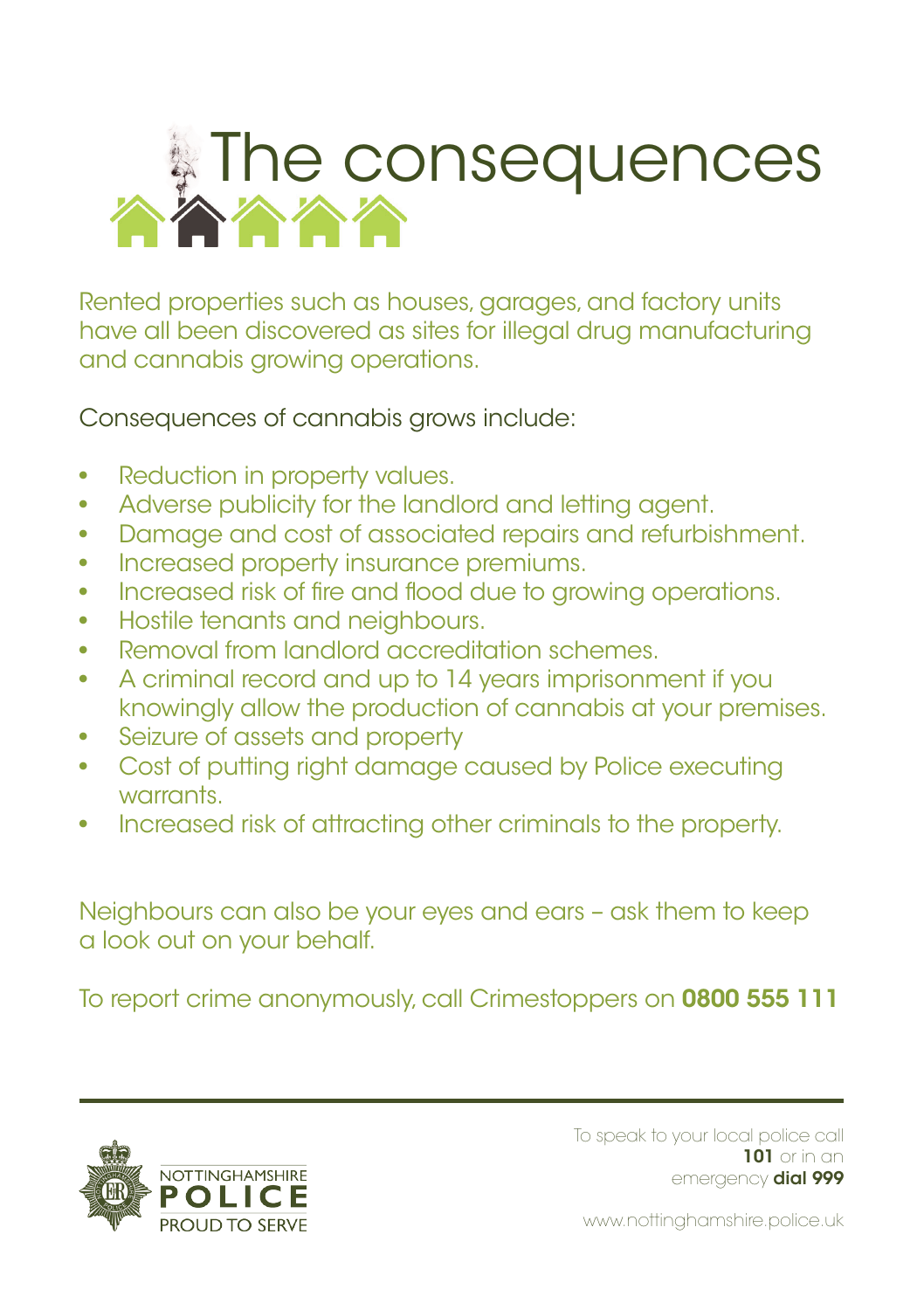# The consequences

Rented properties such as houses, garages, and factory units have all been discovered as sites for illegal drug manufacturing and cannabis growing operations.

Consequences of cannabis grows include:

- Reduction in property values.
- Adverse publicity for the landlord and letting agent.
- Damage and cost of associated repairs and refurbishment.
- Increased property insurance premiums.
- Increased risk of fire and flood due to growing operations.
- Hostile tenants and neighbours.
- Removal from landlord accreditation schemes.
- A criminal record and up to 14 years imprisonment if you knowingly allow the production of cannabis at your premises.
- Seizure of assets and property
- Cost of putting right damage caused by Police executing warrants.
- Increased risk of attracting other criminals to the property.

Neighbours can also be your eyes and ears – ask them to keep a look out on your behalf.

To report crime anonymously, call Crimestoppers on **0800 555 111**

NOTTINGHAMSHIRE
POLICE
PROUD TO SERVE

To speak to your local police call **101** or in an emergency **dial 999**

www.nottinghamshire.police.uk